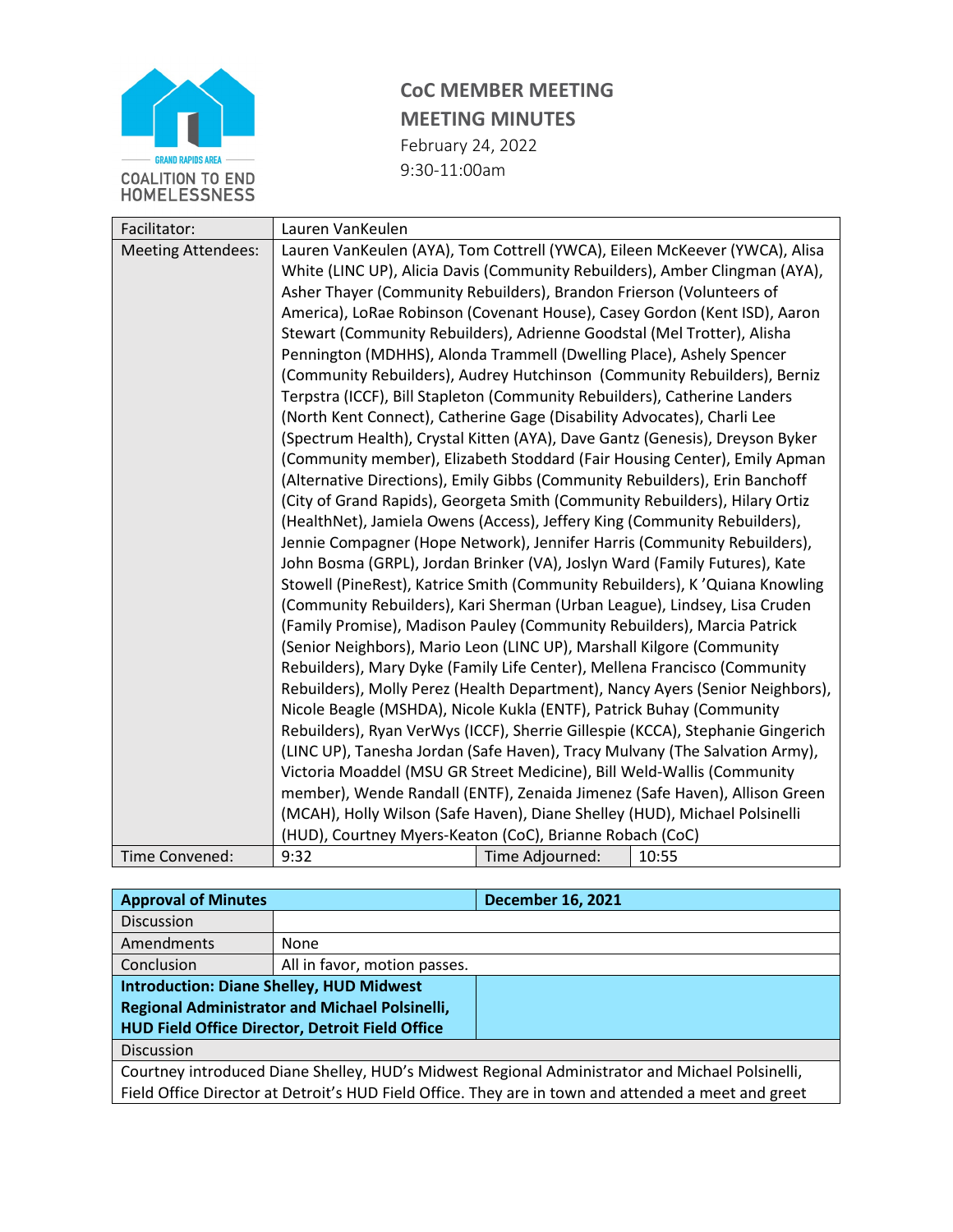GRAND RAPIDS AREA
COALITION TO END HOMELESSNESS

# CoC MEMBER MEETING
## MEETING MINUTES

February 24, 2022
9:30-11:00am

| Facilitator: | Lauren VanKeulen | | |
|---|---|---|---|
| Meeting Attendees: | Lauren VanKeulen (AYA), Tom Cottrell (YWCA), Eileen McKeever (YWCA), Alisa White (LINC UP), Alicia Davis (Community Rebuilders), Amber Clingman (AYA), Asher Thayer (Community Rebuilders), Brandon Frierson (Volunteers of America), LoRae Robinson (Covenant House), Casey Gordon (Kent ISD), Aaron Stewart (Community Rebuilders), Adrienne Goodstal (Mel Trotter), Alisha Pennington (MDHHS), Alonda Trammell (Dwelling Place), Ashely Spencer (Community Rebuilders), Audrey Hutchinson (Community Rebuilders), Berniz Terpstra (ICCF), Bill Stapleton (Community Rebuilders), Catherine Landers (North Kent Connect), Catherine Gage (Disability Advocates), Charli Lee (Spectrum Health), Crystal Kitten (AYA), Dave Gantz (Genesis), Dreyson Byker (Community member), Elizabeth Stoddard (Fair Housing Center), Emily Apman (Alternative Directions), Emily Gibbs (Community Rebuilders), Erin Banchoff (City of Grand Rapids), Georgeta Smith (Community Rebuilders), Hilary Ortiz (HealthNet), Jamiela Owens (Access), Jeffery King (Community Rebuilders), Jennie Compagner (Hope Network), Jennifer Harris (Community Rebuilders), John Bosma (GRPL), Jordan Brinker (VA), Joslyn Ward (Family Futures), Kate Stowell (PineRest), Katrice Smith (Community Rebuilders), K 'Quiana Knowling (Community Rebuilders), Kari Sherman (Urban League), Lindsey, Lisa Cruden (Family Promise), Madison Pauley (Community Rebuilders), Marcia Patrick (Senior Neighbors), Mario Leon (LINC UP), Marshall Kilgore (Community Rebuilders), Mary Dyke (Family Life Center), Mellena Francisco (Community Rebuilders), Molly Perez (Health Department), Nancy Ayers (Senior Neighbors), Nicole Beagle (MSHDA), Nicole Kukla (ENTF), Patrick Buhay (Community Rebuilders), Ryan VerWys (ICCF), Sherrie Gillespie (KCCA), Stephanie Gingerich (LINC UP), Tanesha Jordan (Safe Haven), Tracy Mulvany (The Salvation Army), Victoria Moaddel (MSU GR Street Medicine), Bill Weld-Wallis (Community member), Wende Randall (ENTF), Zenaida Jimenez (Safe Haven), Allison Green (MCAH), Holly Wilson (Safe Haven), Diane Shelley (HUD), Michael Polsinelli (HUD), Courtney Myers-Keaton (CoC), Brianne Robach (CoC) | | |
| Time Convened: | 9:32 | Time Adjourned: | 10:55 |

| **Approval of Minutes** | **December 16, 2021** |
|---|---|
| Discussion | |
| Amendments | None |
| Conclusion | All in favor, motion passes. |
| **Introduction: Diane Shelley, HUD Midwest Regional Administrator and Michael Polsinelli, HUD Field Office Director, Detroit Field Office** | |
| Discussion | |
| Courtney introduced Diane Shelley, HUD's Midwest Regional Administrator and Michael Polsinelli, Field Office Director at Detroit's HUD Field Office. They are in town and attended a meet and greet | |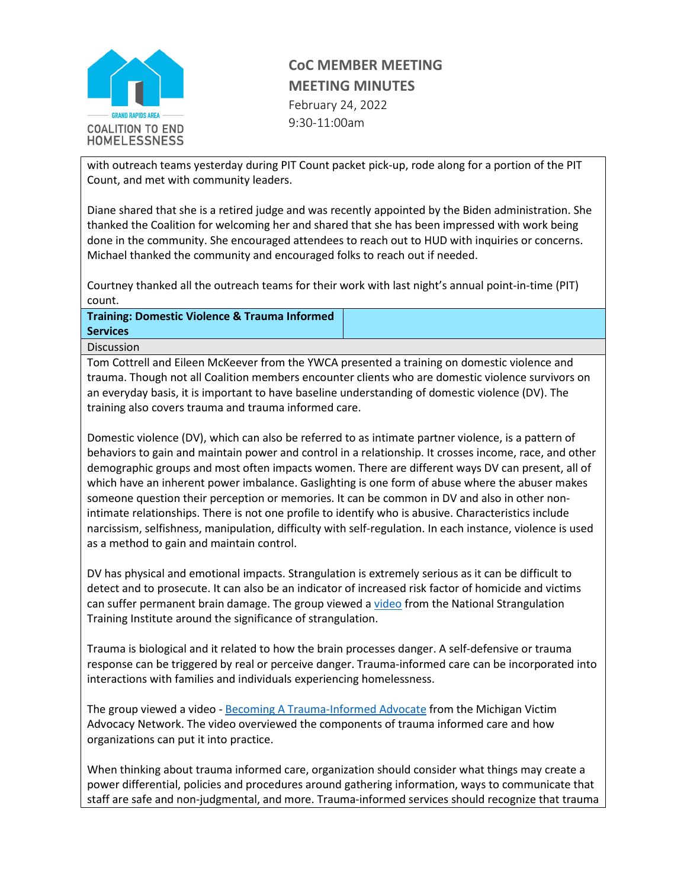with outreach teams yesterday during PIT Count packet pick-up, rode along for a portion of the PIT Count, and met with community leaders.

Diane shared that she is a retired judge and was recently appointed by the Biden administration. She thanked the Coalition for welcoming her and shared that she has been impressed with work being done in the community. She encouraged attendees to reach out to HUD with inquiries or concerns. Michael thanked the community and encouraged folks to reach out if needed.

Courtney thanked all the outreach teams for their work with last night's annual point-in-time (PIT) count.

| **Training: Domestic Violence & Trauma Informed Services** | |
|---|---|

Discussion

Tom Cottrell and Eileen McKeever from the YWCA presented a training on domestic violence and trauma. Though not all Coalition members encounter clients who are domestic violence survivors on an everyday basis, it is important to have baseline understanding of domestic violence (DV). The training also covers trauma and trauma informed care.

Domestic violence (DV), which can also be referred to as intimate partner violence, is a pattern of behaviors to gain and maintain power and control in a relationship. It crosses income, race, and other demographic groups and most often impacts women. There are different ways DV can present, all of which have an inherent power imbalance. Gaslighting is one form of abuse where the abuser makes someone question their perception or memories. It can be common in DV and also in other non-intimate relationships. There is not one profile to identify who is abusive. Characteristics include narcissism, selfishness, manipulation, difficulty with self-regulation. In each instance, violence is used as a method to gain and maintain control.

DV has physical and emotional impacts. Strangulation is extremely serious as it can be difficult to detect and to prosecute. It can also be an indicator of increased risk factor of homicide and victims can suffer permanent brain damage. The group viewed a video from the National Strangulation Training Institute around the significance of strangulation.

Trauma is biological and it related to how the brain processes danger. A self-defensive or trauma response can be triggered by real or perceive danger. Trauma-informed care can be incorporated into interactions with families and individuals experiencing homelessness.

The group viewed a video - Becoming A Trauma-Informed Advocate from the Michigan Victim Advocacy Network. The video overviewed the components of trauma informed care and how organizations can put it into practice.

When thinking about trauma informed care, organization should consider what things may create a power differential, policies and procedures around gathering information, ways to communicate that staff are safe and non-judgmental, and more. Trauma-informed services should recognize that trauma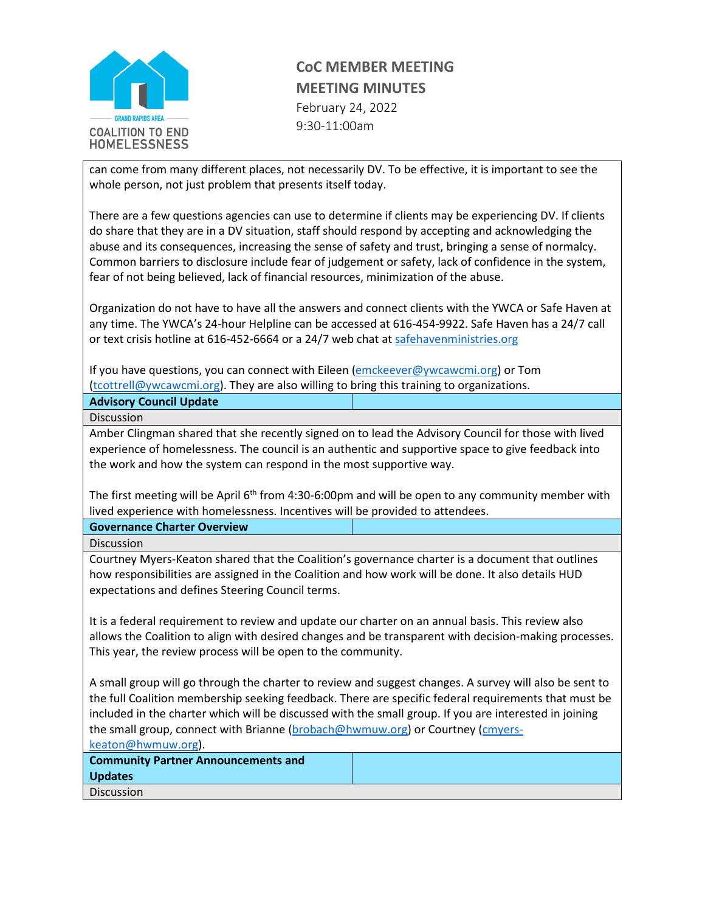can come from many different places, not necessarily DV. To be effective, it is important to see the whole person, not just problem that presents itself today.

There are a few questions agencies can use to determine if clients may be experiencing DV. If clients do share that they are in a DV situation, staff should respond by accepting and acknowledging the abuse and its consequences, increasing the sense of safety and trust, bringing a sense of normalcy. Common barriers to disclosure include fear of judgement or safety, lack of confidence in the system, fear of not being believed, lack of financial resources, minimization of the abuse.

Organization do not have to have all the answers and connect clients with the YWCA or Safe Haven at any time. The YWCA's 24-hour Helpline can be accessed at 616-454-9922. Safe Haven has a 24/7 call or text crisis hotline at 616-452-6664 or a 24/7 web chat at safehavenministries.org

If you have questions, you can connect with Eileen (emckeever@ywcawcmi.org) or Tom (tcottrell@ywcawcmi.org). They are also willing to bring this training to organizations.

## Advisory Council Update

Discussion

Amber Clingman shared that she recently signed on to lead the Advisory Council for those with lived experience of homelessness. The council is an authentic and supportive space to give feedback into the work and how the system can respond in the most supportive way.

The first meeting will be April 6th from 4:30-6:00pm and will be open to any community member with lived experience with homelessness. Incentives will be provided to attendees.

## Governance Charter Overview

Discussion

Courtney Myers-Keaton shared that the Coalition's governance charter is a document that outlines how responsibilities are assigned in the Coalition and how work will be done. It also details HUD expectations and defines Steering Council terms.

It is a federal requirement to review and update our charter on an annual basis. This review also allows the Coalition to align with desired changes and be transparent with decision-making processes. This year, the review process will be open to the community.

A small group will go through the charter to review and suggest changes. A survey will also be sent to the full Coalition membership seeking feedback. There are specific federal requirements that must be included in the charter which will be discussed with the small group. If you are interested in joining the small group, connect with Brianne (brobach@hwmuw.org) or Courtney (cmyers-keaton@hwmuw.org).

## Community Partner Announcements and Updates

Discussion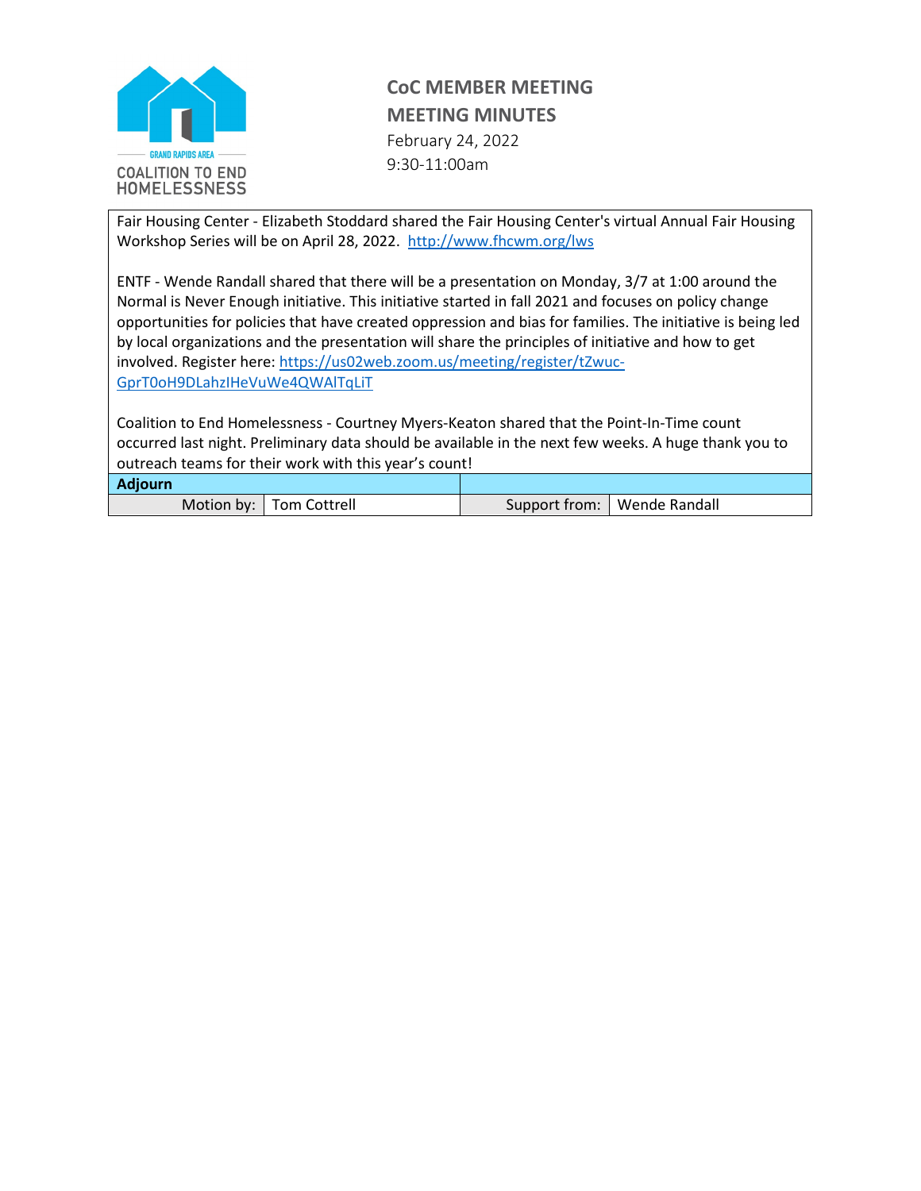GRAND RAPIDS AREA COALITION TO END HOMELESSNESS

**CoC MEMBER MEETING**
**MEETING MINUTES**
February 24, 2022
9:30-11:00am

Fair Housing Center - Elizabeth Stoddard shared the Fair Housing Center's virtual Annual Fair Housing Workshop Series will be on April 28, 2022. http://www.fhcwm.org/lws

ENTF - Wende Randall shared that there will be a presentation on Monday, 3/7 at 1:00 around the Normal is Never Enough initiative. This initiative started in fall 2021 and focuses on policy change opportunities for policies that have created oppression and bias for families. The initiative is being led by local organizations and the presentation will share the principles of initiative and how to get involved. Register here: https://us02web.zoom.us/meeting/register/tZwuc-GprT0oH9DLahzIHeVuWe4QWAlTqLiT

Coalition to End Homelessness - Courtney Myers-Keaton shared that the Point-In-Time count occurred last night. Preliminary data should be available in the next few weeks. A huge thank you to outreach teams for their work with this year's count!

| **Adjourn** | | | |
|---|---|---|---|
| Motion by: | Tom Cottrell | Support from: | Wende Randall |